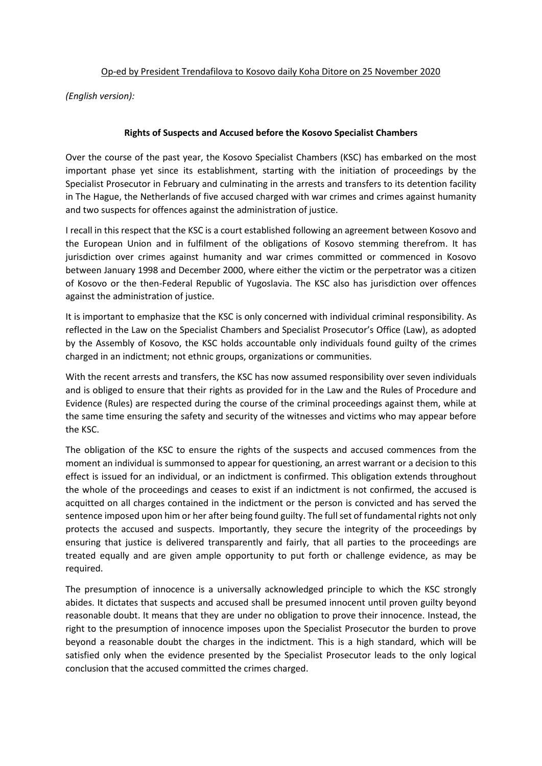Op-ed by President Trendafilova to Kosovo daily Koha Ditore on 25 November 2020

*(English version):*

**Rights of Suspects and Accused before the Kosovo Specialist Chambers**

Over the course of the past year, the Kosovo Specialist Chambers (KSC) has embarked on the most important phase yet since its establishment, starting with the initiation of proceedings by the Specialist Prosecutor in February and culminating in the arrests and transfers to its detention facility in The Hague, the Netherlands of five accused charged with war crimes and crimes against humanity and two suspects for offences against the administration of justice.

I recall in this respect that the KSC is a court established following an agreement between Kosovo and the European Union and in fulfilment of the obligations of Kosovo stemming therefrom. It has jurisdiction over crimes against humanity and war crimes committed or commenced in Kosovo between January 1998 and December 2000, where either the victim or the perpetrator was a citizen of Kosovo or the then-Federal Republic of Yugoslavia. The KSC also has jurisdiction over offences against the administration of justice.

It is important to emphasize that the KSC is only concerned with individual criminal responsibility. As reflected in the Law on the Specialist Chambers and Specialist Prosecutor's Office (Law), as adopted by the Assembly of Kosovo, the KSC holds accountable only individuals found guilty of the crimes charged in an indictment; not ethnic groups, organizations or communities.

With the recent arrests and transfers, the KSC has now assumed responsibility over seven individuals and is obliged to ensure that their rights as provided for in the Law and the Rules of Procedure and Evidence (Rules) are respected during the course of the criminal proceedings against them, while at the same time ensuring the safety and security of the witnesses and victims who may appear before the KSC.

The obligation of the KSC to ensure the rights of the suspects and accused commences from the moment an individual is summonsed to appear for questioning, an arrest warrant or a decision to this effect is issued for an individual, or an indictment is confirmed. This obligation extends throughout the whole of the proceedings and ceases to exist if an indictment is not confirmed, the accused is acquitted on all charges contained in the indictment or the person is convicted and has served the sentence imposed upon him or her after being found guilty. The full set of fundamental rights not only protects the accused and suspects. Importantly, they secure the integrity of the proceedings by ensuring that justice is delivered transparently and fairly, that all parties to the proceedings are treated equally and are given ample opportunity to put forth or challenge evidence, as may be required.

The presumption of innocence is a universally acknowledged principle to which the KSC strongly abides. It dictates that suspects and accused shall be presumed innocent until proven guilty beyond reasonable doubt. It means that they are under no obligation to prove their innocence. Instead, the right to the presumption of innocence imposes upon the Specialist Prosecutor the burden to prove beyond a reasonable doubt the charges in the indictment. This is a high standard, which will be satisfied only when the evidence presented by the Specialist Prosecutor leads to the only logical conclusion that the accused committed the crimes charged.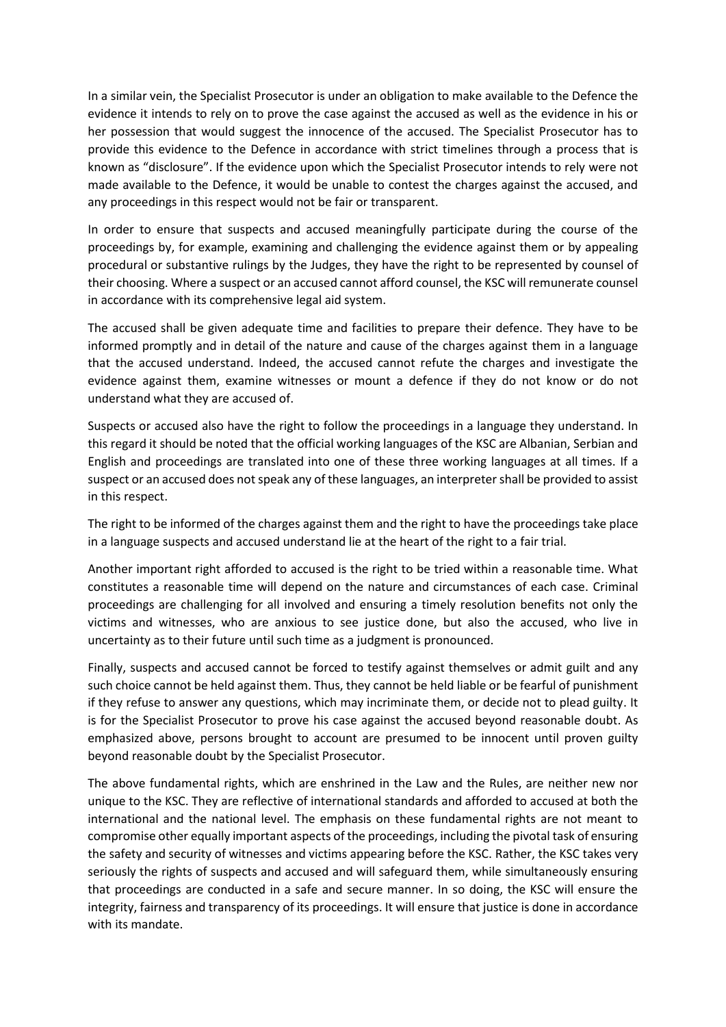In a similar vein, the Specialist Prosecutor is under an obligation to make available to the Defence the evidence it intends to rely on to prove the case against the accused as well as the evidence in his or her possession that would suggest the innocence of the accused. The Specialist Prosecutor has to provide this evidence to the Defence in accordance with strict timelines through a process that is known as "disclosure". If the evidence upon which the Specialist Prosecutor intends to rely were not made available to the Defence, it would be unable to contest the charges against the accused, and any proceedings in this respect would not be fair or transparent.

In order to ensure that suspects and accused meaningfully participate during the course of the proceedings by, for example, examining and challenging the evidence against them or by appealing procedural or substantive rulings by the Judges, they have the right to be represented by counsel of their choosing. Where a suspect or an accused cannot afford counsel, the KSC will remunerate counsel in accordance with its comprehensive legal aid system.

The accused shall be given adequate time and facilities to prepare their defence. They have to be informed promptly and in detail of the nature and cause of the charges against them in a language that the accused understand. Indeed, the accused cannot refute the charges and investigate the evidence against them, examine witnesses or mount a defence if they do not know or do not understand what they are accused of.

Suspects or accused also have the right to follow the proceedings in a language they understand. In this regard it should be noted that the official working languages of the KSC are Albanian, Serbian and English and proceedings are translated into one of these three working languages at all times. If a suspect or an accused does not speak any of these languages, an interpreter shall be provided to assist in this respect.

The right to be informed of the charges against them and the right to have the proceedings take place in a language suspects and accused understand lie at the heart of the right to a fair trial.

Another important right afforded to accused is the right to be tried within a reasonable time. What constitutes a reasonable time will depend on the nature and circumstances of each case. Criminal proceedings are challenging for all involved and ensuring a timely resolution benefits not only the victims and witnesses, who are anxious to see justice done, but also the accused, who live in uncertainty as to their future until such time as a judgment is pronounced.

Finally, suspects and accused cannot be forced to testify against themselves or admit guilt and any such choice cannot be held against them. Thus, they cannot be held liable or be fearful of punishment if they refuse to answer any questions, which may incriminate them, or decide not to plead guilty. It is for the Specialist Prosecutor to prove his case against the accused beyond reasonable doubt. As emphasized above, persons brought to account are presumed to be innocent until proven guilty beyond reasonable doubt by the Specialist Prosecutor.

The above fundamental rights, which are enshrined in the Law and the Rules, are neither new nor unique to the KSC. They are reflective of international standards and afforded to accused at both the international and the national level. The emphasis on these fundamental rights are not meant to compromise other equally important aspects of the proceedings, including the pivotal task of ensuring the safety and security of witnesses and victims appearing before the KSC. Rather, the KSC takes very seriously the rights of suspects and accused and will safeguard them, while simultaneously ensuring that proceedings are conducted in a safe and secure manner. In so doing, the KSC will ensure the integrity, fairness and transparency of its proceedings. It will ensure that justice is done in accordance with its mandate.